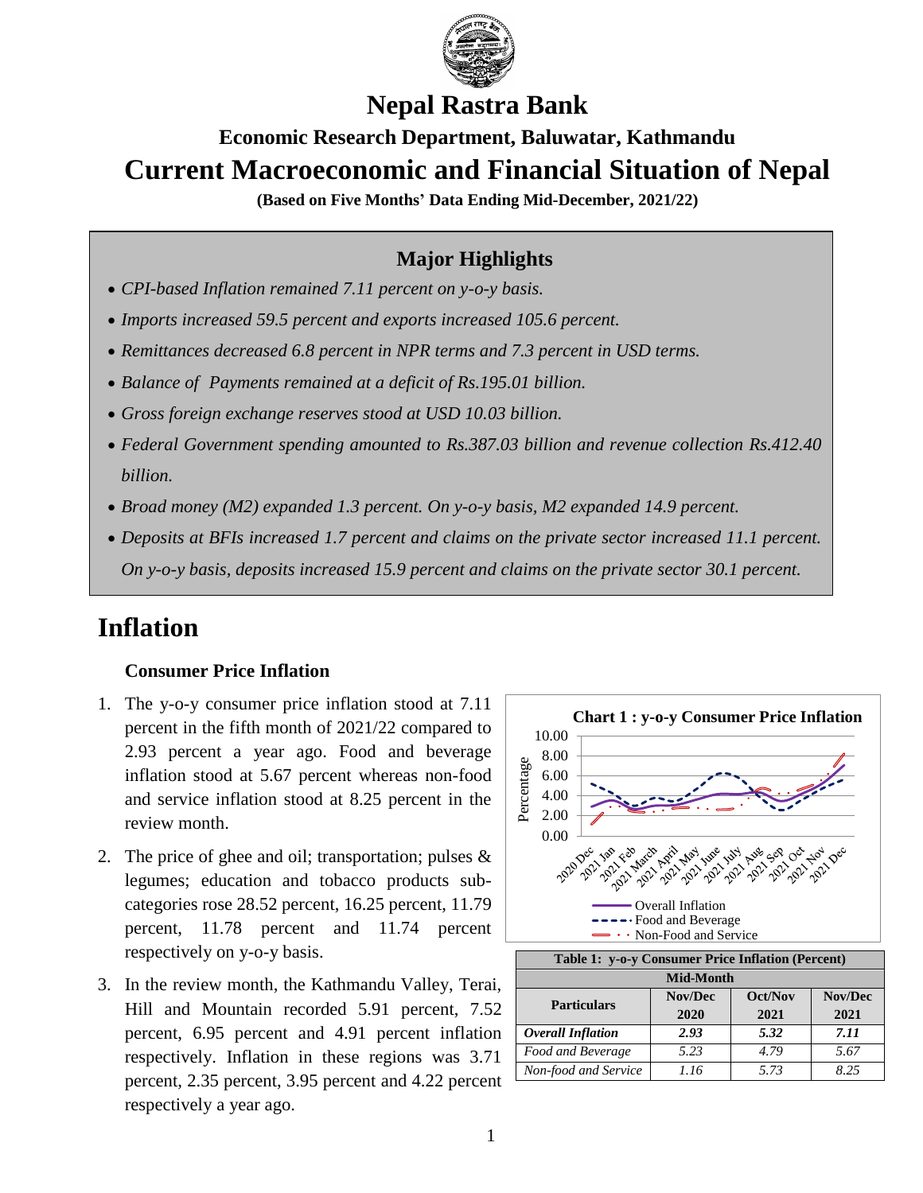# Nepal Rastra Bank

## Economic Research Department, Baluwatar, Kathmandu

# Current Macroeconomic and Financial Situation of Nepal

**(Based on Five Months' Data Ending Mid-December, 2021/22)**

### Major Highlights

- *CPI-based Inflation remained 7.11 percent on y-o-y basis.*
- *Imports increased 59.5 percent and exports increased 105.6 percent.*
- *Remittances decreased 6.8 percent in NPR terms and 7.3 percent in USD terms.*
- *Balance of Payments remained at a deficit of Rs.195.01 billion.*
- *Gross foreign exchange reserves stood at USD 10.03 billion.*
- *Federal Government spending amounted to Rs.387.03 billion and revenue collection Rs.412.40 billion.*
- *Broad money (M2) expanded 1.3 percent. On y-o-y basis, M2 expanded 14.9 percent.*
- *Deposits at BFIs increased 1.7 percent and claims on the private sector increased 11.1 percent. On y-o-y basis, deposits increased 15.9 percent and claims on the private sector 30.1 percent.*

# Inflation

### Consumer Price Inflation

1. The y-o-y consumer price inflation stood at 7.11 percent in the fifth month of 2021/22 compared to 2.93 percent a year ago. Food and beverage inflation stood at 5.67 percent whereas non-food and service inflation stood at 8.25 percent in the review month.

2. The price of ghee and oil; transportation; pulses & legumes; education and tobacco products sub-categories rose 28.52 percent, 16.25 percent, 11.79 percent, 11.78 percent and 11.74 percent respectively on y-o-y basis.

3. In the review month, the Kathmandu Valley, Terai, Hill and Mountain recorded 5.91 percent, 7.52 percent, 6.95 percent and 4.91 percent inflation respectively. Inflation in these regions was 3.71 percent, 2.35 percent, 3.95 percent and 4.22 percent respectively a year ago.

**Chart 1 : y-o-y Consumer Price Inflation**

**Table 1: y-o-y Consumer Price Inflation (Percent)**

| Particulars | Mid-Month | | |
|---|---|---|---|
| | Nov/Dec 2020 | Oct/Nov 2021 | Nov/Dec 2021 |
| ***Overall Inflation*** | ***2.93*** | ***5.32*** | ***7.11*** |
| *Food and Beverage* | *5.23* | *4.79* | *5.67* |
| *Non-food and Service* | *1.16* | *5.73* | *8.25* |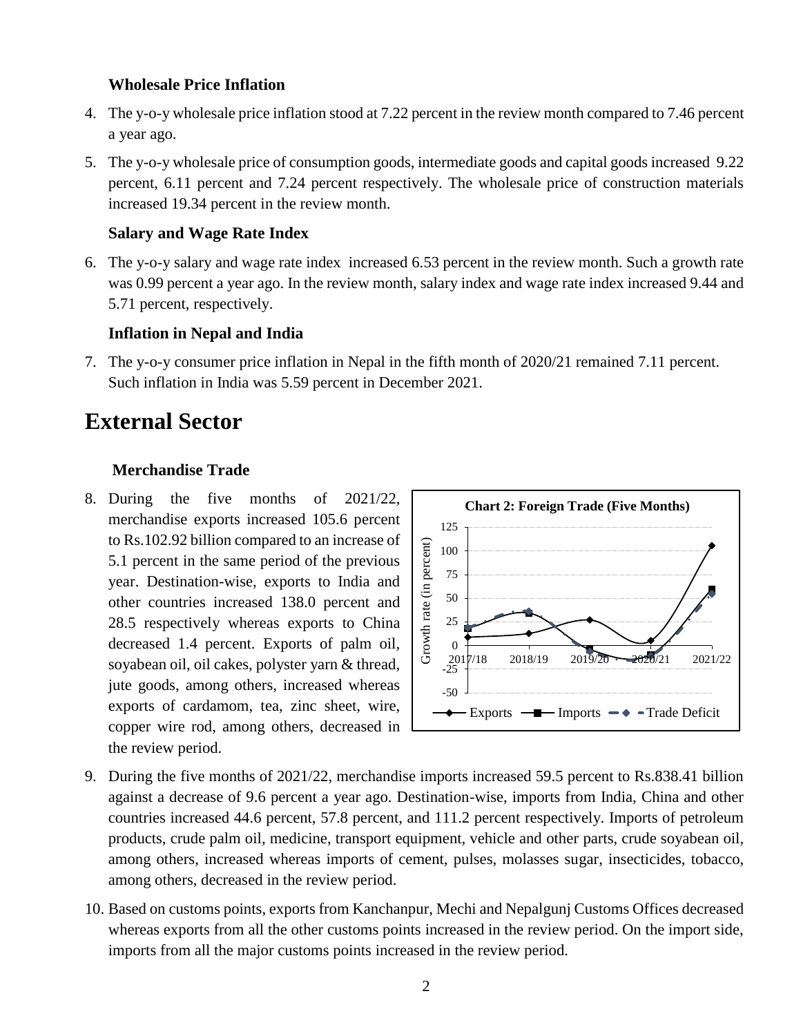### Wholesale Price Inflation

4. The y-o-y wholesale price inflation stood at 7.22 percent in the review month compared to 7.46 percent a year ago.

5. The y-o-y wholesale price of consumption goods, intermediate goods and capital goods increased 9.22 percent, 6.11 percent and 7.24 percent respectively. The wholesale price of construction materials increased 19.34 percent in the review month.

### Salary and Wage Rate Index

6. The y-o-y salary and wage rate index increased 6.53 percent in the review month. Such a growth rate was 0.99 percent a year ago. In the review month, salary index and wage rate index increased 9.44 and 5.71 percent, respectively.

### Inflation in Nepal and India

7. The y-o-y consumer price inflation in Nepal in the fifth month of 2020/21 remained 7.11 percent. Such inflation in India was 5.59 percent in December 2021.

# External Sector

### Merchandise Trade

8. During the five months of 2021/22, merchandise exports increased 105.6 percent to Rs.102.92 billion compared to an increase of 5.1 percent in the same period of the previous year. Destination-wise, exports to India and other countries increased 138.0 percent and 28.5 respectively whereas exports to China decreased 1.4 percent. Exports of palm oil, soyabean oil, oil cakes, polyster yarn & thread, jute goods, among others, increased whereas exports of cardamom, tea, zinc sheet, wire, copper wire rod, among others, decreased in the review period.

**Chart 2: Foreign Trade (Five Months)**

9. During the five months of 2021/22, merchandise imports increased 59.5 percent to Rs.838.41 billion against a decrease of 9.6 percent a year ago. Destination-wise, imports from India, China and other countries increased 44.6 percent, 57.8 percent, and 111.2 percent respectively. Imports of petroleum products, crude palm oil, medicine, transport equipment, vehicle and other parts, crude soyabean oil, among others, increased whereas imports of cement, pulses, molasses sugar, insecticides, tobacco, among others, decreased in the review period.

10. Based on customs points, exports from Kanchanpur, Mechi and Nepalgunj Customs Offices decreased whereas exports from all the other customs points increased in the review period. On the import side, imports from all the major customs points increased in the review period.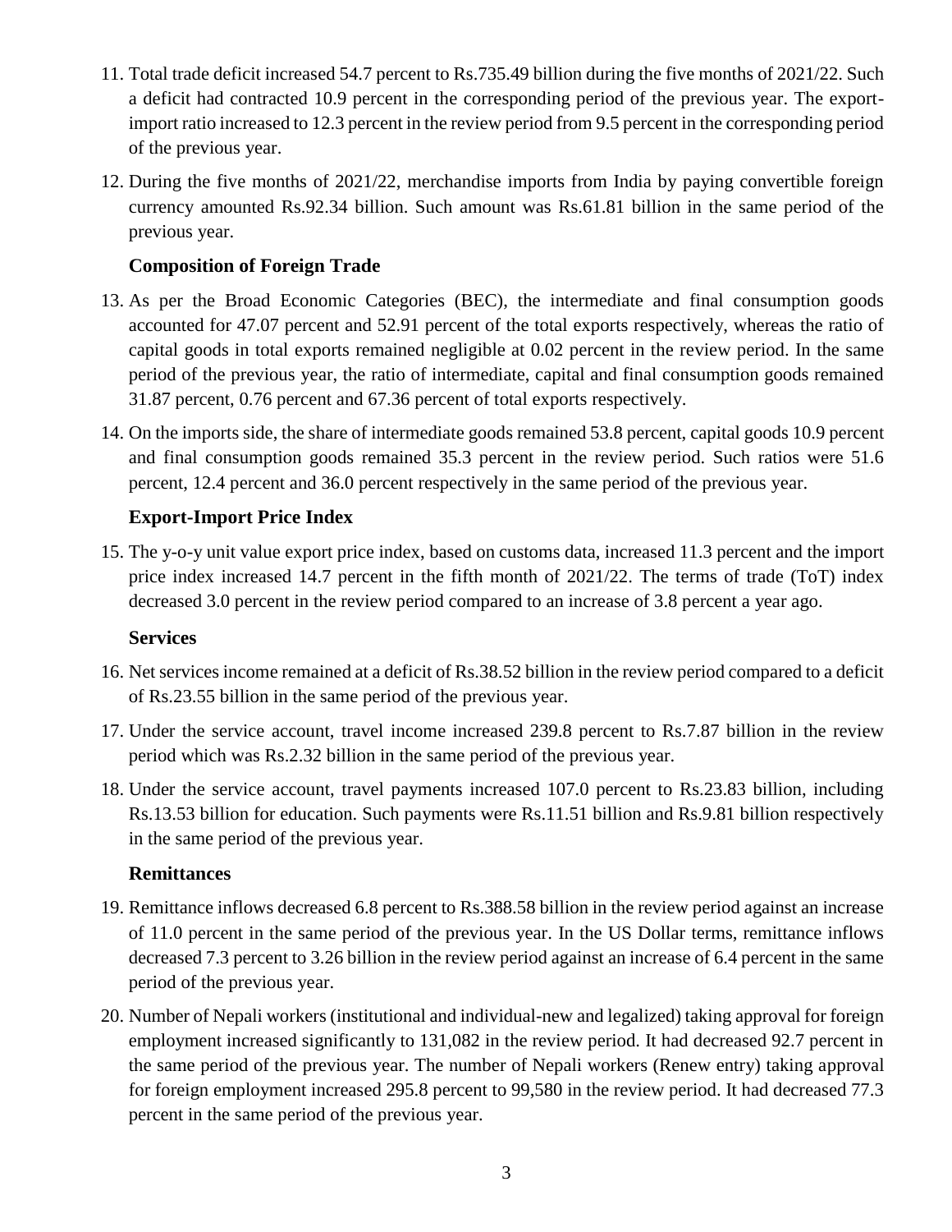11. Total trade deficit increased 54.7 percent to Rs.735.49 billion during the five months of 2021/22. Such a deficit had contracted 10.9 percent in the corresponding period of the previous year. The export-import ratio increased to 12.3 percent in the review period from 9.5 percent in the corresponding period of the previous year.

12. During the five months of 2021/22, merchandise imports from India by paying convertible foreign currency amounted Rs.92.34 billion. Such amount was Rs.61.81 billion in the same period of the previous year.

**Composition of Foreign Trade**

13. As per the Broad Economic Categories (BEC), the intermediate and final consumption goods accounted for 47.07 percent and 52.91 percent of the total exports respectively, whereas the ratio of capital goods in total exports remained negligible at 0.02 percent in the review period. In the same period of the previous year, the ratio of intermediate, capital and final consumption goods remained 31.87 percent, 0.76 percent and 67.36 percent of total exports respectively.

14. On the imports side, the share of intermediate goods remained 53.8 percent, capital goods 10.9 percent and final consumption goods remained 35.3 percent in the review period. Such ratios were 51.6 percent, 12.4 percent and 36.0 percent respectively in the same period of the previous year.

**Export-Import Price Index**

15. The y-o-y unit value export price index, based on customs data, increased 11.3 percent and the import price index increased 14.7 percent in the fifth month of 2021/22. The terms of trade (ToT) index decreased 3.0 percent in the review period compared to an increase of 3.8 percent a year ago.

**Services**

16. Net services income remained at a deficit of Rs.38.52 billion in the review period compared to a deficit of Rs.23.55 billion in the same period of the previous year.

17. Under the service account, travel income increased 239.8 percent to Rs.7.87 billion in the review period which was Rs.2.32 billion in the same period of the previous year.

18. Under the service account, travel payments increased 107.0 percent to Rs.23.83 billion, including Rs.13.53 billion for education. Such payments were Rs.11.51 billion and Rs.9.81 billion respectively in the same period of the previous year.

**Remittances**

19. Remittance inflows decreased 6.8 percent to Rs.388.58 billion in the review period against an increase of 11.0 percent in the same period of the previous year. In the US Dollar terms, remittance inflows decreased 7.3 percent to 3.26 billion in the review period against an increase of 6.4 percent in the same period of the previous year.

20. Number of Nepali workers (institutional and individual-new and legalized) taking approval for foreign employment increased significantly to 131,082 in the review period. It had decreased 92.7 percent in the same period of the previous year. The number of Nepali workers (Renew entry) taking approval for foreign employment increased 295.8 percent to 99,580 in the review period. It had decreased 77.3 percent in the same period of the previous year.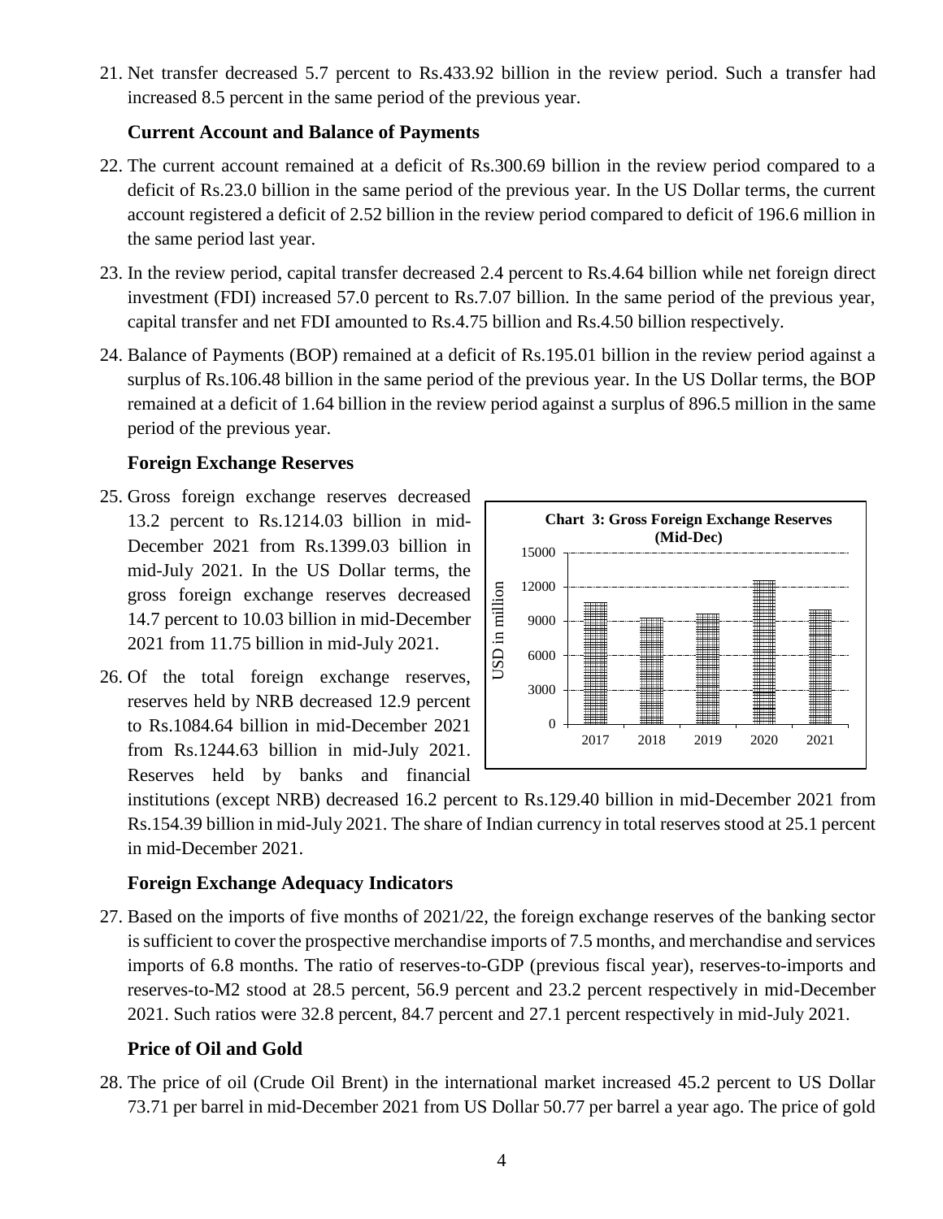21. Net transfer decreased 5.7 percent to Rs.433.92 billion in the review period. Such a transfer had increased 8.5 percent in the same period of the previous year.

### Current Account and Balance of Payments

22. The current account remained at a deficit of Rs.300.69 billion in the review period compared to a deficit of Rs.23.0 billion in the same period of the previous year. In the US Dollar terms, the current account registered a deficit of 2.52 billion in the review period compared to deficit of 196.6 million in the same period last year.

23. In the review period, capital transfer decreased 2.4 percent to Rs.4.64 billion while net foreign direct investment (FDI) increased 57.0 percent to Rs.7.07 billion. In the same period of the previous year, capital transfer and net FDI amounted to Rs.4.75 billion and Rs.4.50 billion respectively.

24. Balance of Payments (BOP) remained at a deficit of Rs.195.01 billion in the review period against a surplus of Rs.106.48 billion in the same period of the previous year. In the US Dollar terms, the BOP remained at a deficit of 1.64 billion in the review period against a surplus of 896.5 million in the same period of the previous year.

### Foreign Exchange Reserves

25. Gross foreign exchange reserves decreased 13.2 percent to Rs.1214.03 billion in mid-December 2021 from Rs.1399.03 billion in mid-July 2021. In the US Dollar terms, the gross foreign exchange reserves decreased 14.7 percent to 10.03 billion in mid-December 2021 from 11.75 billion in mid-July 2021.

26. Of the total foreign exchange reserves, reserves held by NRB decreased 12.9 percent to Rs.1084.64 billion in mid-December 2021 from Rs.1244.63 billion in mid-July 2021. Reserves held by banks and financial institutions (except NRB) decreased 16.2 percent to Rs.129.40 billion in mid-December 2021 from Rs.154.39 billion in mid-July 2021. The share of Indian currency in total reserves stood at 25.1 percent in mid-December 2021.

**Chart 3: Gross Foreign Exchange Reserves (Mid-Dec)**

### Foreign Exchange Adequacy Indicators

27. Based on the imports of five months of 2021/22, the foreign exchange reserves of the banking sector is sufficient to cover the prospective merchandise imports of 7.5 months, and merchandise and services imports of 6.8 months. The ratio of reserves-to-GDP (previous fiscal year), reserves-to-imports and reserves-to-M2 stood at 28.5 percent, 56.9 percent and 23.2 percent respectively in mid-December 2021. Such ratios were 32.8 percent, 84.7 percent and 27.1 percent respectively in mid-July 2021.

### Price of Oil and Gold

28. The price of oil (Crude Oil Brent) in the international market increased 45.2 percent to US Dollar 73.71 per barrel in mid-December 2021 from US Dollar 50.77 per barrel a year ago. The price of gold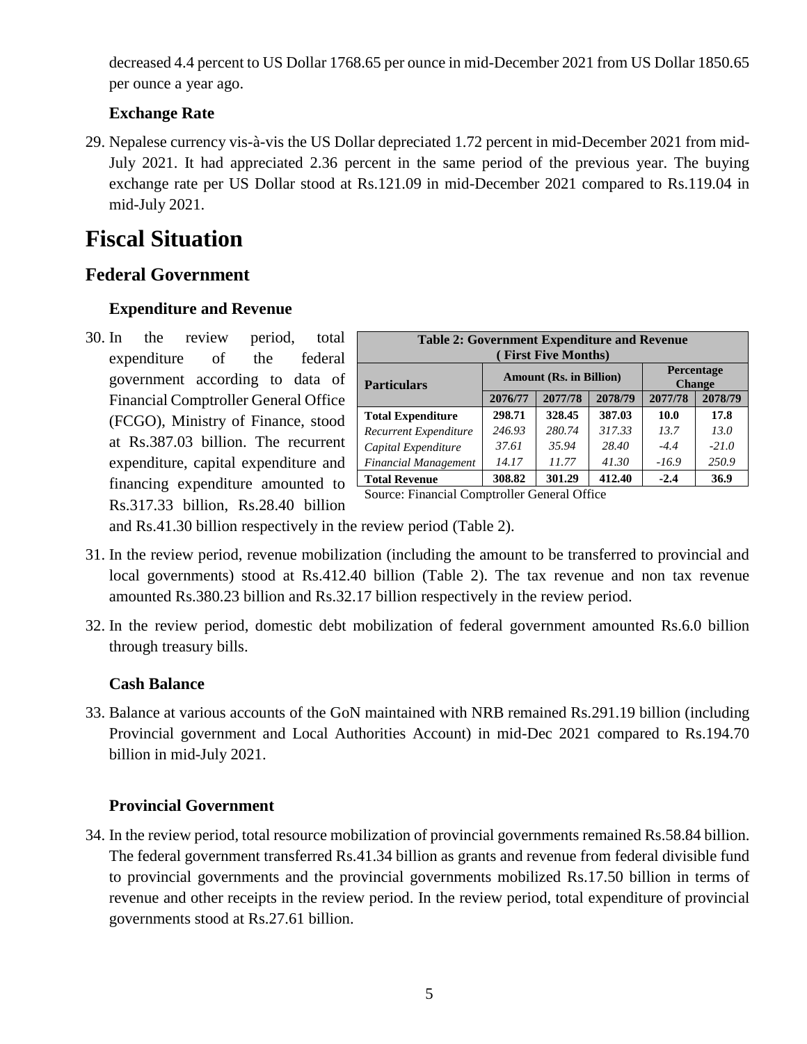decreased 4.4 percent to US Dollar 1768.65 per ounce in mid-December 2021 from US Dollar 1850.65 per ounce a year ago.

### Exchange Rate

29. Nepalese currency vis-à-vis the US Dollar depreciated 1.72 percent in mid-December 2021 from mid-July 2021. It had appreciated 2.36 percent in the same period of the previous year. The buying exchange rate per US Dollar stood at Rs.121.09 in mid-December 2021 compared to Rs.119.04 in mid-July 2021.

# Fiscal Situation

## Federal Government

### Expenditure and Revenue

30. In the review period, total expenditure of the federal government according to data of Financial Comptroller General Office (FCGO), Ministry of Finance, stood at Rs.387.03 billion. The recurrent expenditure, capital expenditure and financing expenditure amounted to Rs.317.33 billion, Rs.28.40 billion and Rs.41.30 billion respectively in the review period (Table 2).

**Table 2: Government Expenditure and Revenue (First Five Months)**

| Particulars | Amount (Rs. in Billion) | | | Percentage Change | |
|---|---|---|---|---|---|
| | 2076/77 | 2077/78 | 2078/79 | 2077/78 | 2078/79 |
| **Total Expenditure** | **298.71** | **328.45** | **387.03** | **10.0** | **17.8** |
| *Recurrent Expenditure* | *246.93* | *280.74* | *317.33* | *13.7* | *13.0* |
| *Capital Expenditure* | *37.61* | *35.94* | *28.40* | *-4.4* | *-21.0* |
| *Financial Management* | *14.17* | *11.77* | *41.30* | *-16.9* | *250.9* |
| **Total Revenue** | **308.82** | **301.29** | **412.40** | **-2.4** | **36.9** |

Source: Financial Comptroller General Office

31. In the review period, revenue mobilization (including the amount to be transferred to provincial and local governments) stood at Rs.412.40 billion (Table 2). The tax revenue and non tax revenue amounted Rs.380.23 billion and Rs.32.17 billion respectively in the review period.

32. In the review period, domestic debt mobilization of federal government amounted Rs.6.0 billion through treasury bills.

### Cash Balance

33. Balance at various accounts of the GoN maintained with NRB remained Rs.291.19 billion (including Provincial government and Local Authorities Account) in mid-Dec 2021 compared to Rs.194.70 billion in mid-July 2021.

### Provincial Government

34. In the review period, total resource mobilization of provincial governments remained Rs.58.84 billion. The federal government transferred Rs.41.34 billion as grants and revenue from federal divisible fund to provincial governments and the provincial governments mobilized Rs.17.50 billion in terms of revenue and other receipts in the review period. In the review period, total expenditure of provincial governments stood at Rs.27.61 billion.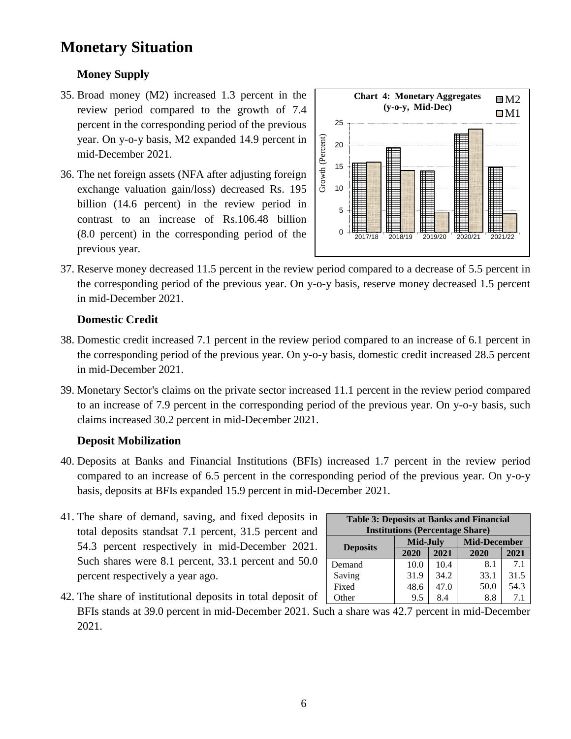# Monetary Situation

### Money Supply

35. Broad money (M2) increased 1.3 percent in the review period compared to the growth of 7.4 percent in the corresponding period of the previous year. On y-o-y basis, M2 expanded 14.9 percent in mid-December 2021.

36. The net foreign assets (NFA after adjusting foreign exchange valuation gain/loss) decreased Rs. 195 billion (14.6 percent) in the review period in contrast to an increase of Rs.106.48 billion (8.0 percent) in the corresponding period of the previous year.

**Chart 4: Monetary Aggregates (y-o-y, Mid-Dec)**

37. Reserve money decreased 11.5 percent in the review period compared to a decrease of 5.5 percent in the corresponding period of the previous year. On y-o-y basis, reserve money decreased 1.5 percent in mid-December 2021.

### Domestic Credit

38. Domestic credit increased 7.1 percent in the review period compared to an increase of 6.1 percent in the corresponding period of the previous year. On y-o-y basis, domestic credit increased 28.5 percent in mid-December 2021.

39. Monetary Sector's claims on the private sector increased 11.1 percent in the review period compared to an increase of 7.9 percent in the corresponding period of the previous year. On y-o-y basis, such claims increased 30.2 percent in mid-December 2021.

### Deposit Mobilization

40. Deposits at Banks and Financial Institutions (BFIs) increased 1.7 percent in the review period compared to an increase of 6.5 percent in the corresponding period of the previous year. On y-o-y basis, deposits at BFIs expanded 15.9 percent in mid-December 2021.

41. The share of demand, saving, and fixed deposits in total deposits standsat 7.1 percent, 31.5 percent and 54.3 percent respectively in mid-December 2021. Such shares were 8.1 percent, 33.1 percent and 50.0 percent respectively a year ago.

**Table 3: Deposits at Banks and Financial Institutions (Percentage Share)**

| Deposits | Mid-July | | Mid-December | |
|---|---|---|---|---|
| | 2020 | 2021 | 2020 | 2021 |
| Demand | 10.0 | 10.4 | 8.1 | 7.1 |
| Saving | 31.9 | 34.2 | 33.1 | 31.5 |
| Fixed | 48.6 | 47.0 | 50.0 | 54.3 |
| Other | 9.5 | 8.4 | 8.8 | 7.1 |

42. The share of institutional deposits in total deposit of BFIs stands at 39.0 percent in mid-December 2021. Such a share was 42.7 percent in mid-December 2021.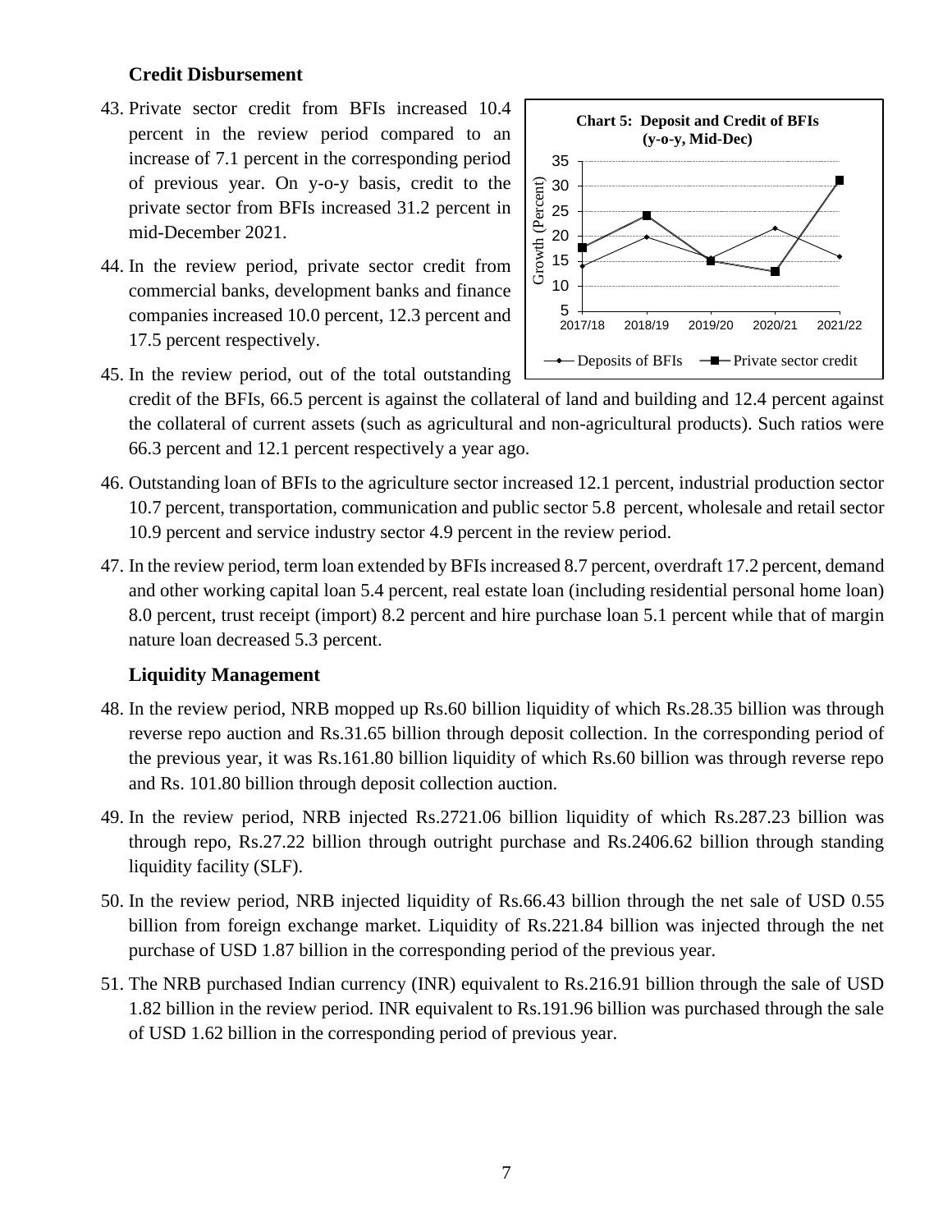### Credit Disbursement

43. Private sector credit from BFIs increased 10.4 percent in the review period compared to an increase of 7.1 percent in the corresponding period of previous year. On y-o-y basis, credit to the private sector from BFIs increased 31.2 percent in mid-December 2021.

44. In the review period, private sector credit from commercial banks, development banks and finance companies increased 10.0 percent, 12.3 percent and 17.5 percent respectively.

45. In the review period, out of the total outstanding credit of the BFIs, 66.5 percent is against the collateral of land and building and 12.4 percent against the collateral of current assets (such as agricultural and non-agricultural products). Such ratios were 66.3 percent and 12.1 percent respectively a year ago.

**Chart 5: Deposit and Credit of BFIs (y-o-y, Mid-Dec)**

46. Outstanding loan of BFIs to the agriculture sector increased 12.1 percent, industrial production sector 10.7 percent, transportation, communication and public sector 5.8 percent, wholesale and retail sector 10.9 percent and service industry sector 4.9 percent in the review period.

47. In the review period, term loan extended by BFIs increased 8.7 percent, overdraft 17.2 percent, demand and other working capital loan 5.4 percent, real estate loan (including residential personal home loan) 8.0 percent, trust receipt (import) 8.2 percent and hire purchase loan 5.1 percent while that of margin nature loan decreased 5.3 percent.

### Liquidity Management

48. In the review period, NRB mopped up Rs.60 billion liquidity of which Rs.28.35 billion was through reverse repo auction and Rs.31.65 billion through deposit collection. In the corresponding period of the previous year, it was Rs.161.80 billion liquidity of which Rs.60 billion was through reverse repo and Rs. 101.80 billion through deposit collection auction.

49. In the review period, NRB injected Rs.2721.06 billion liquidity of which Rs.287.23 billion was through repo, Rs.27.22 billion through outright purchase and Rs.2406.62 billion through standing liquidity facility (SLF).

50. In the review period, NRB injected liquidity of Rs.66.43 billion through the net sale of USD 0.55 billion from foreign exchange market. Liquidity of Rs.221.84 billion was injected through the net purchase of USD 1.87 billion in the corresponding period of the previous year.

51. The NRB purchased Indian currency (INR) equivalent to Rs.216.91 billion through the sale of USD 1.82 billion in the review period. INR equivalent to Rs.191.96 billion was purchased through the sale of USD 1.62 billion in the corresponding period of previous year.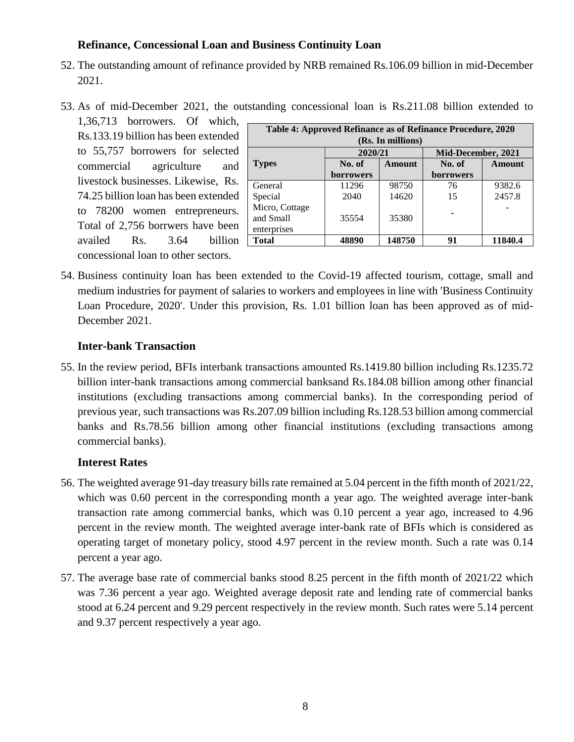### Refinance, Concessional Loan and Business Continuity Loan

52. The outstanding amount of refinance provided by NRB remained Rs.106.09 billion in mid-December 2021.

53. As of mid-December 2021, the outstanding concessional loan is Rs.211.08 billion extended to 1,36,713 borrowers. Of which, Rs.133.19 billion has been extended to 55,757 borrowers for selected commercial agriculture and livestock businesses. Likewise, Rs. 74.25 billion loan has been extended to 78200 women entrepreneurs. Total of 2,756 borrwers have been availed Rs. 3.64 billion concessional loan to other sectors.

**Table 4: Approved Refinance as of Refinance Procedure, 2020 (Rs. In millions)**

| Types | 2020/21 | | Mid-December, 2021 | |
|---|---|---|---|---|
| | No. of borrowers | Amount | No. of borrowers | Amount |
| General | 11296 | 98750 | 76 | 9382.6 |
| Special | 2040 | 14620 | 15 | 2457.8 |
| Micro, Cottage and Small enterprises | 35554 | 35380 | - | - |
| **Total** | **48890** | **148750** | **91** | **11840.4** |

54. Business continuity loan has been extended to the Covid-19 affected tourism, cottage, small and medium industries for payment of salaries to workers and employees in line with 'Business Continuity Loan Procedure, 2020'. Under this provision, Rs. 1.01 billion loan has been approved as of mid-December 2021.

### Inter-bank Transaction

55. In the review period, BFIs interbank transactions amounted Rs.1419.80 billion including Rs.1235.72 billion inter-bank transactions among commercial banksand Rs.184.08 billion among other financial institutions (excluding transactions among commercial banks). In the corresponding period of previous year, such transactions was Rs.207.09 billion including Rs.128.53 billion among commercial banks and Rs.78.56 billion among other financial institutions (excluding transactions among commercial banks).

### Interest Rates

56. The weighted average 91-day treasury bills rate remained at 5.04 percent in the fifth month of 2021/22, which was 0.60 percent in the corresponding month a year ago. The weighted average inter-bank transaction rate among commercial banks, which was 0.10 percent a year ago, increased to 4.96 percent in the review month. The weighted average inter-bank rate of BFIs which is considered as operating target of monetary policy, stood 4.97 percent in the review month. Such a rate was 0.14 percent a year ago.

57. The average base rate of commercial banks stood 8.25 percent in the fifth month of 2021/22 which was 7.36 percent a year ago. Weighted average deposit rate and lending rate of commercial banks stood at 6.24 percent and 9.29 percent respectively in the review month. Such rates were 5.14 percent and 9.37 percent respectively a year ago.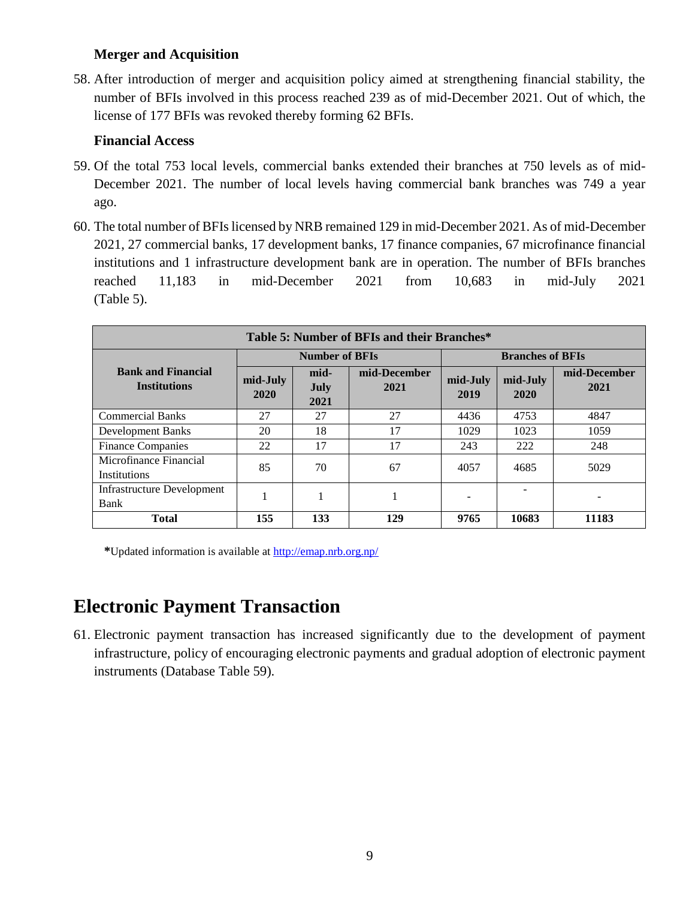### Merger and Acquisition

58. After introduction of merger and acquisition policy aimed at strengthening financial stability, the number of BFIs involved in this process reached 239 as of mid-December 2021. Out of which, the license of 177 BFIs was revoked thereby forming 62 BFIs.

### Financial Access

59. Of the total 753 local levels, commercial banks extended their branches at 750 levels as of mid-December 2021. The number of local levels having commercial bank branches was 749 a year ago.

60. The total number of BFIs licensed by NRB remained 129 in mid-December 2021. As of mid-December 2021, 27 commercial banks, 17 development banks, 17 finance companies, 67 microfinance financial institutions and 1 infrastructure development bank are in operation. The number of BFIs branches reached 11,183 in mid-December 2021 from 10,683 in mid-July 2021 (Table 5).

**Table 5: Number of BFIs and their Branches***

| Bank and Financial Institutions | Number of BFIs | | | Branches of BFIs | | |
|---|---|---|---|---|---|---|
| | mid-July 2020 | mid-July 2021 | mid-December 2021 | mid-July 2019 | mid-July 2020 | mid-December 2021 |
| Commercial Banks | 27 | 27 | 27 | 4436 | 4753 | 4847 |
| Development Banks | 20 | 18 | 17 | 1029 | 1023 | 1059 |
| Finance Companies | 22 | 17 | 17 | 243 | 222 | 248 |
| Microfinance Financial Institutions | 85 | 70 | 67 | 4057 | 4685 | 5029 |
| Infrastructure Development Bank | 1 | 1 | 1 | - | - | - |
| **Total** | **155** | **133** | **129** | **9765** | **10683** | **11183** |

***Updated information is available at http://emap.nrb.org.np/

## Electronic Payment Transaction

61. Electronic payment transaction has increased significantly due to the development of payment infrastructure, policy of encouraging electronic payments and gradual adoption of electronic payment instruments (Database Table 59).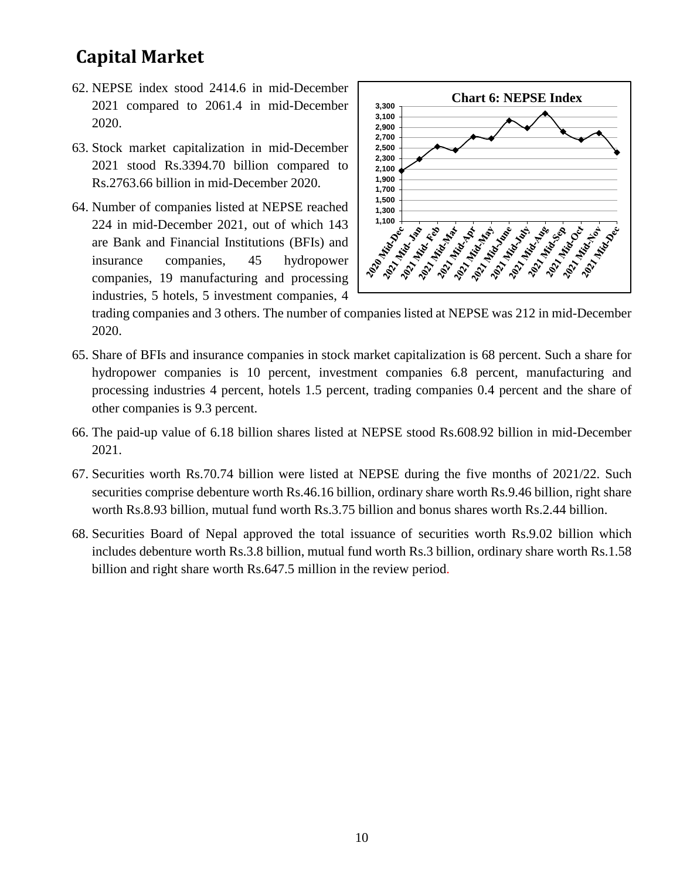## Capital Market

62. NEPSE index stood 2414.6 in mid-December 2021 compared to 2061.4 in mid-December 2020.

63. Stock market capitalization in mid-December 2021 stood Rs.3394.70 billion compared to Rs.2763.66 billion in mid-December 2020.

64. Number of companies listed at NEPSE reached 224 in mid-December 2021, out of which 143 are Bank and Financial Institutions (BFIs) and insurance companies, 45 hydropower companies, 19 manufacturing and processing industries, 5 hotels, 5 investment companies, 4 trading companies and 3 others. The number of companies listed at NEPSE was 212 in mid-December 2020.

Chart 6: NEPSE Index

3,300
3,100
2,900
2,700
2,500
2,300
2,100
1,900
1,700
1,500
1,300
1,100

2020 Mid-Dec
2021 Mid- Jan
2021 Mid- Feb
2021 Mid-Mar
2021 Mid-Apr
2021 Mid-May
2021 Mid-June
2021 Mid-July
2021 Mid-Aug
2021 Mid-Sep
2021 Mid-Oct
2021 Mid-Nov
2021 Mid-Dec

65. Share of BFIs and insurance companies in stock market capitalization is 68 percent. Such a share for hydropower companies is 10 percent, investment companies 6.8 percent, manufacturing and processing industries 4 percent, hotels 1.5 percent, trading companies 0.4 percent and the share of other companies is 9.3 percent.

66. The paid-up value of 6.18 billion shares listed at NEPSE stood Rs.608.92 billion in mid-December 2021.

67. Securities worth Rs.70.74 billion were listed at NEPSE during the five months of 2021/22. Such securities comprise debenture worth Rs.46.16 billion, ordinary share worth Rs.9.46 billion, right share worth Rs.8.93 billion, mutual fund worth Rs.3.75 billion and bonus shares worth Rs.2.44 billion.

68. Securities Board of Nepal approved the total issuance of securities worth Rs.9.02 billion which includes debenture worth Rs.3.8 billion, mutual fund worth Rs.3 billion, ordinary share worth Rs.1.58 billion and right share worth Rs.647.5 million in the review period.